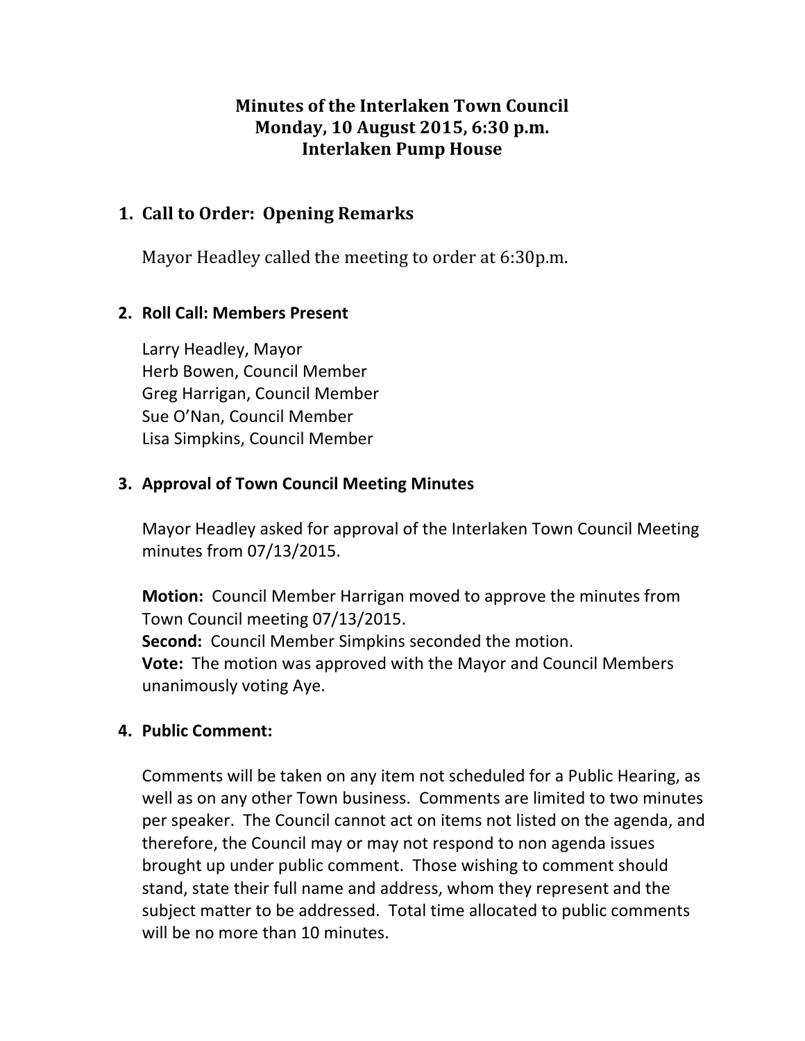# Minutes of the Interlaken Town Council
# Monday, 10 August 2015, 6:30 p.m.
# Interlaken Pump House

## 1. Call to Order: Opening Remarks

Mayor Headley called the meeting to order at 6:30p.m.

## 2. Roll Call: Members Present

Larry Headley, Mayor
Herb Bowen, Council Member
Greg Harrigan, Council Member
Sue O'Nan, Council Member
Lisa Simpkins, Council Member

## 3. Approval of Town Council Meeting Minutes

Mayor Headley asked for approval of the Interlaken Town Council Meeting minutes from 07/13/2015.

**Motion:** Council Member Harrigan moved to approve the minutes from Town Council meeting 07/13/2015.
**Second:** Council Member Simpkins seconded the motion.
**Vote:** The motion was approved with the Mayor and Council Members unanimously voting Aye.

## 4. Public Comment:

Comments will be taken on any item not scheduled for a Public Hearing, as well as on any other Town business. Comments are limited to two minutes per speaker. The Council cannot act on items not listed on the agenda, and therefore, the Council may or may not respond to non agenda issues brought up under public comment. Those wishing to comment should stand, state their full name and address, whom they represent and the subject matter to be addressed. Total time allocated to public comments will be no more than 10 minutes.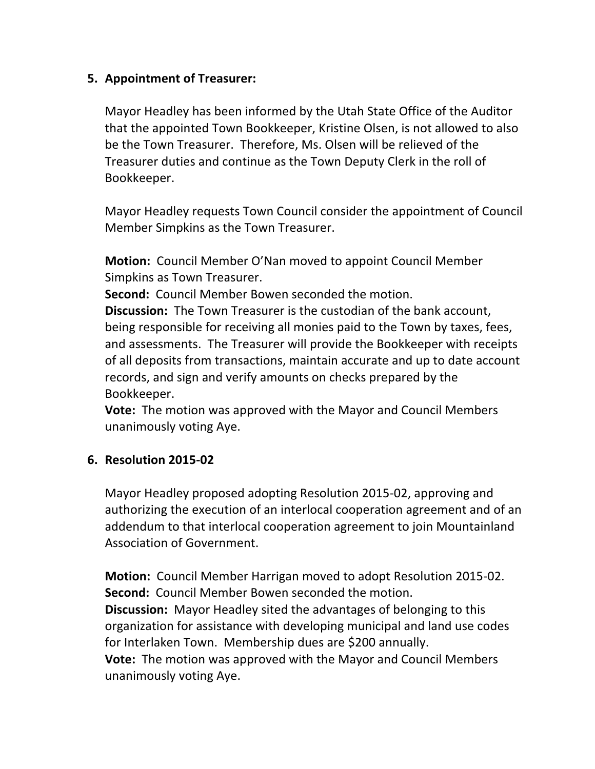5. **Appointment of Treasurer:**

   Mayor Headley has been informed by the Utah State Office of the Auditor that the appointed Town Bookkeeper, Kristine Olsen, is not allowed to also be the Town Treasurer. Therefore, Ms. Olsen will be relieved of the Treasurer duties and continue as the Town Deputy Clerk in the roll of Bookkeeper.

   Mayor Headley requests Town Council consider the appointment of Council Member Simpkins as the Town Treasurer.

   **Motion:** Council Member O'Nan moved to appoint Council Member Simpkins as Town Treasurer.
   **Second:** Council Member Bowen seconded the motion.
   **Discussion:** The Town Treasurer is the custodian of the bank account, being responsible for receiving all monies paid to the Town by taxes, fees, and assessments. The Treasurer will provide the Bookkeeper with receipts of all deposits from transactions, maintain accurate and up to date account records, and sign and verify amounts on checks prepared by the Bookkeeper.
   **Vote:** The motion was approved with the Mayor and Council Members unanimously voting Aye.

6. **Resolution 2015-02**

   Mayor Headley proposed adopting Resolution 2015-02, approving and authorizing the execution of an interlocal cooperation agreement and of an addendum to that interlocal cooperation agreement to join Mountainland Association of Government.

   **Motion:** Council Member Harrigan moved to adopt Resolution 2015-02.
   **Second:** Council Member Bowen seconded the motion.
   **Discussion:** Mayor Headley sited the advantages of belonging to this organization for assistance with developing municipal and land use codes for Interlaken Town. Membership dues are $200 annually.
   **Vote:** The motion was approved with the Mayor and Council Members unanimously voting Aye.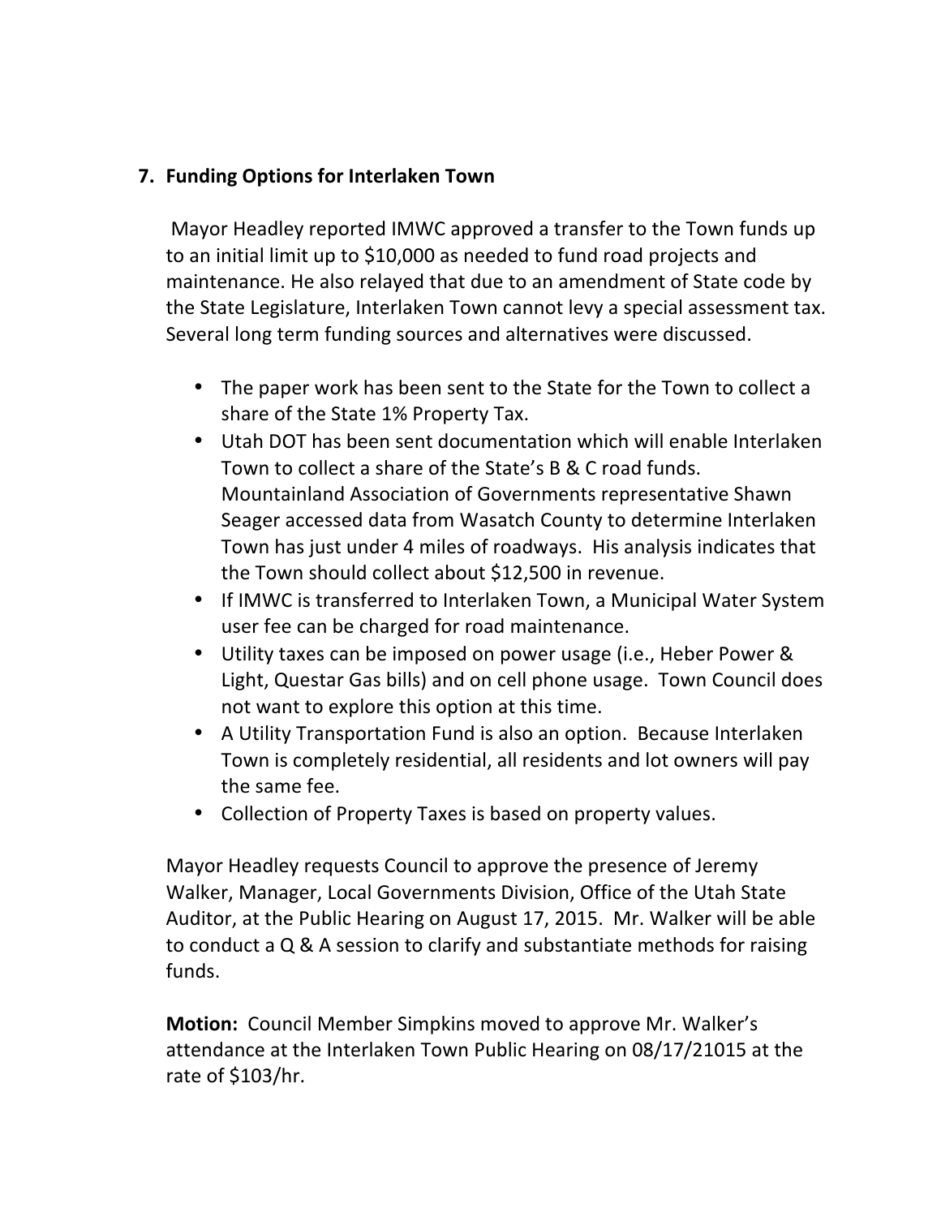### 7. Funding Options for Interlaken Town

Mayor Headley reported IMWC approved a transfer to the Town funds up to an initial limit up to $10,000 as needed to fund road projects and maintenance. He also relayed that due to an amendment of State code by the State Legislature, Interlaken Town cannot levy a special assessment tax. Several long term funding sources and alternatives were discussed.

- The paper work has been sent to the State for the Town to collect a share of the State 1% Property Tax.
- Utah DOT has been sent documentation which will enable Interlaken Town to collect a share of the State's B & C road funds. Mountainland Association of Governments representative Shawn Seager accessed data from Wasatch County to determine Interlaken Town has just under 4 miles of roadways. His analysis indicates that the Town should collect about $12,500 in revenue.
- If IMWC is transferred to Interlaken Town, a Municipal Water System user fee can be charged for road maintenance.
- Utility taxes can be imposed on power usage (i.e., Heber Power & Light, Questar Gas bills) and on cell phone usage. Town Council does not want to explore this option at this time.
- A Utility Transportation Fund is also an option. Because Interlaken Town is completely residential, all residents and lot owners will pay the same fee.
- Collection of Property Taxes is based on property values.

Mayor Headley requests Council to approve the presence of Jeremy Walker, Manager, Local Governments Division, Office of the Utah State Auditor, at the Public Hearing on August 17, 2015. Mr. Walker will be able to conduct a Q & A session to clarify and substantiate methods for raising funds.

**Motion:** Council Member Simpkins moved to approve Mr. Walker's attendance at the Interlaken Town Public Hearing on 08/17/21015 at the rate of $103/hr.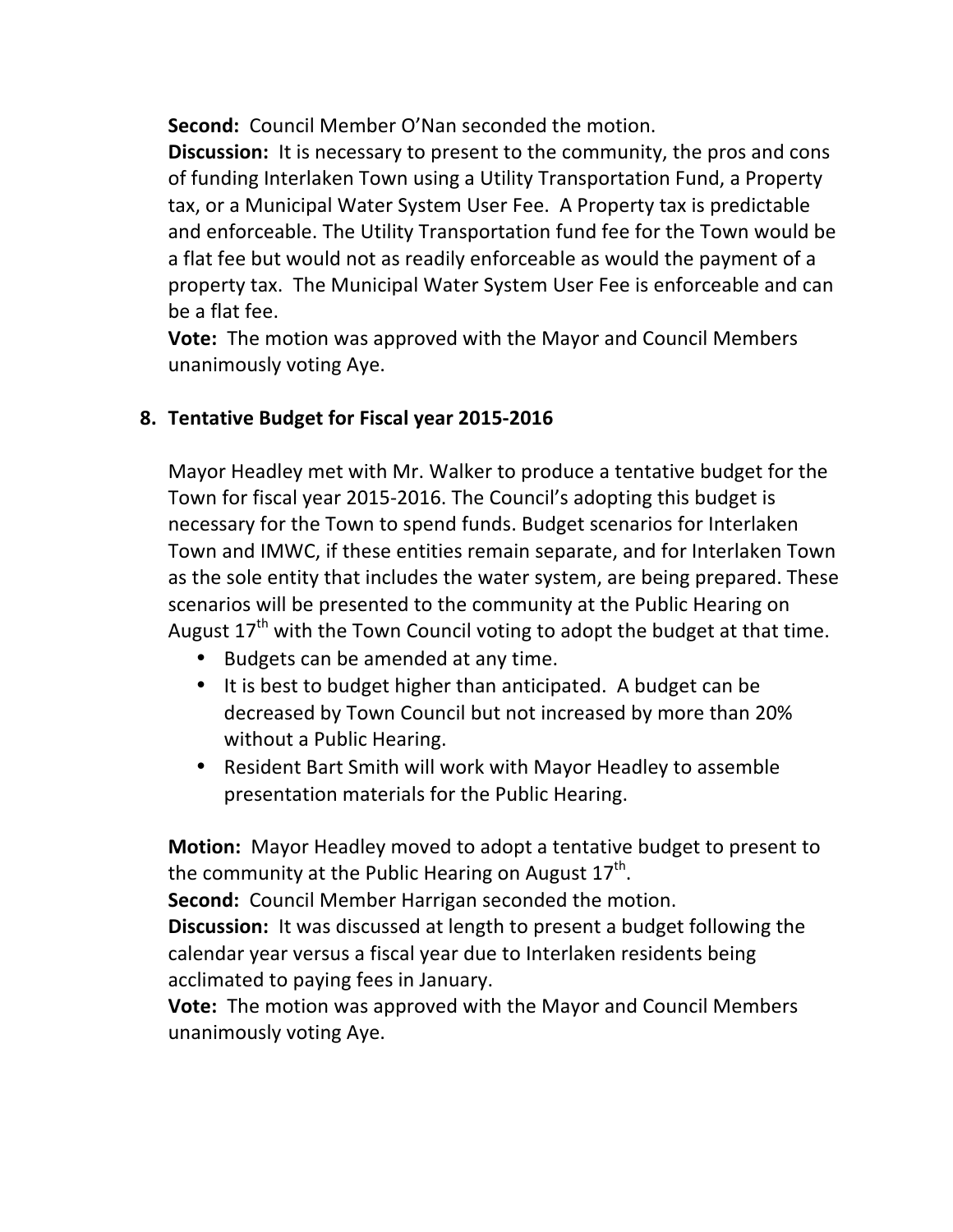**Second:** Council Member O'Nan seconded the motion.
**Discussion:** It is necessary to present to the community, the pros and cons of funding Interlaken Town using a Utility Transportation Fund, a Property tax, or a Municipal Water System User Fee. A Property tax is predictable and enforceable. The Utility Transportation fund fee for the Town would be a flat fee but would not as readily enforceable as would the payment of a property tax. The Municipal Water System User Fee is enforceable and can be a flat fee.
**Vote:** The motion was approved with the Mayor and Council Members unanimously voting Aye.

8. **Tentative Budget for Fiscal year 2015-2016**

Mayor Headley met with Mr. Walker to produce a tentative budget for the Town for fiscal year 2015-2016. The Council's adopting this budget is necessary for the Town to spend funds. Budget scenarios for Interlaken Town and IMWC, if these entities remain separate, and for Interlaken Town as the sole entity that includes the water system, are being prepared. These scenarios will be presented to the community at the Public Hearing on August 17th with the Town Council voting to adopt the budget at that time.

- Budgets can be amended at any time.
- It is best to budget higher than anticipated. A budget can be decreased by Town Council but not increased by more than 20% without a Public Hearing.
- Resident Bart Smith will work with Mayor Headley to assemble presentation materials for the Public Hearing.

**Motion:** Mayor Headley moved to adopt a tentative budget to present to the community at the Public Hearing on August 17th.
**Second:** Council Member Harrigan seconded the motion.
**Discussion:** It was discussed at length to present a budget following the calendar year versus a fiscal year due to Interlaken residents being acclimated to paying fees in January.
**Vote:** The motion was approved with the Mayor and Council Members unanimously voting Aye.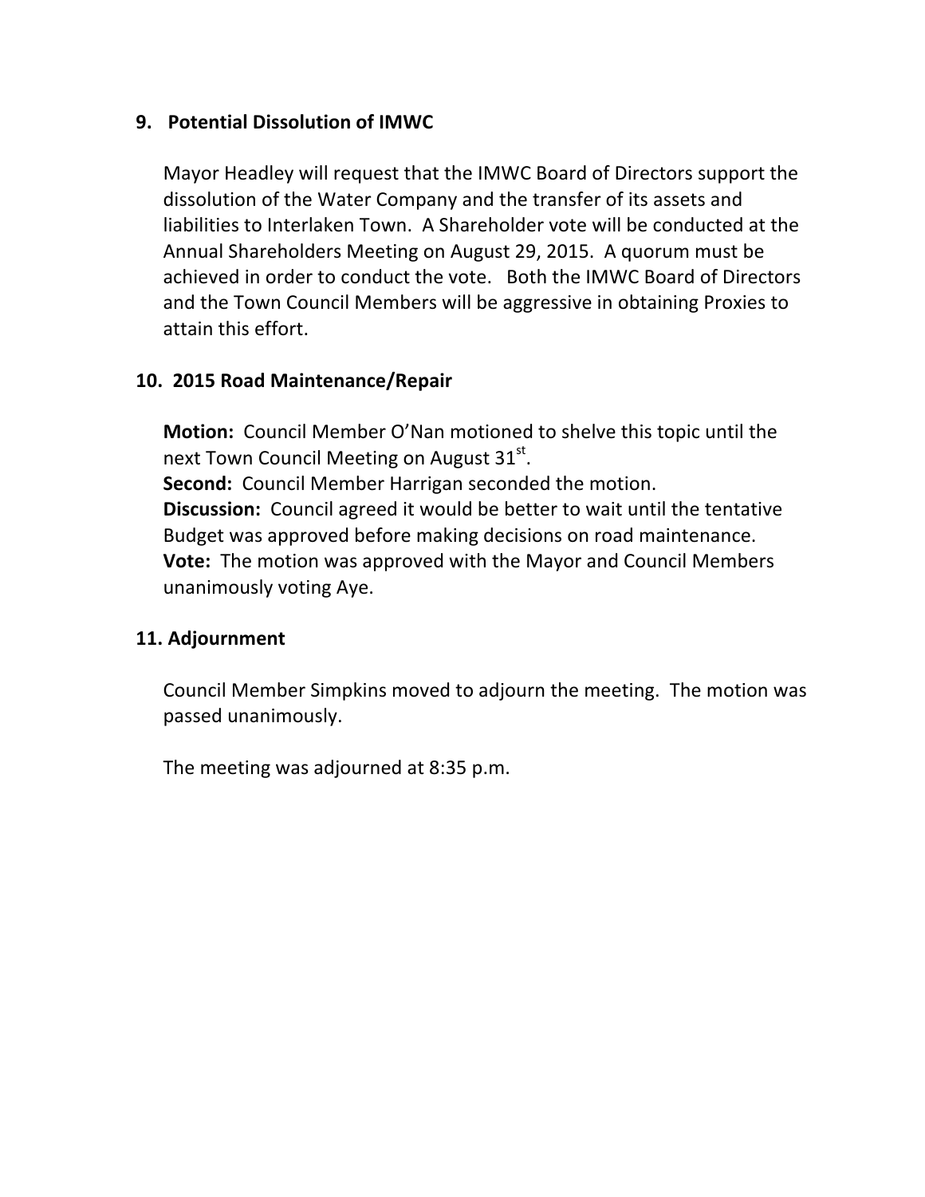## 9. Potential Dissolution of IMWC

Mayor Headley will request that the IMWC Board of Directors support the dissolution of the Water Company and the transfer of its assets and liabilities to Interlaken Town. A Shareholder vote will be conducted at the Annual Shareholders Meeting on August 29, 2015. A quorum must be achieved in order to conduct the vote. Both the IMWC Board of Directors and the Town Council Members will be aggressive in obtaining Proxies to attain this effort.

## 10. 2015 Road Maintenance/Repair

**Motion:** Council Member O'Nan motioned to shelve this topic until the next Town Council Meeting on August 31st.
**Second:** Council Member Harrigan seconded the motion.
**Discussion:** Council agreed it would be better to wait until the tentative Budget was approved before making decisions on road maintenance.
**Vote:** The motion was approved with the Mayor and Council Members unanimously voting Aye.

## 11. Adjournment

Council Member Simpkins moved to adjourn the meeting. The motion was passed unanimously.

The meeting was adjourned at 8:35 p.m.